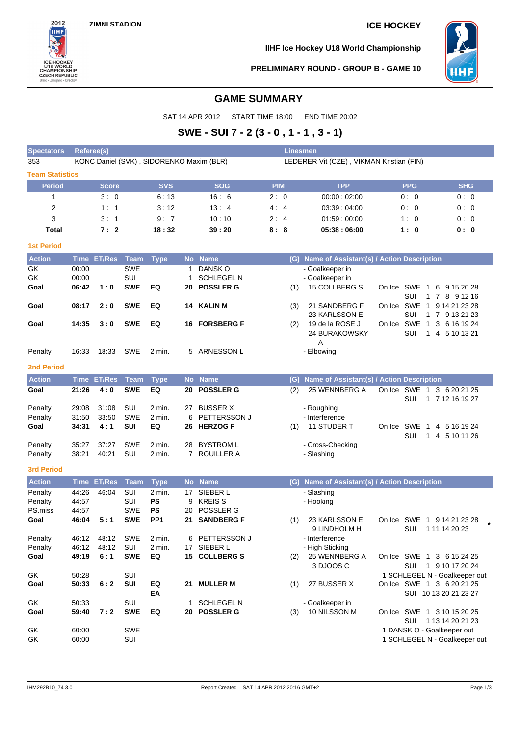ZIMNI STADION

ICE HOCKEY

IIHF Ice Hockey U18 World Championship

PRELIMINARY ROUND - GROUP B - GAME 10

# GAME SUMMARY

SAT 14 APR 2012 START TIME 18:00 END TIME 20:02

## SWE - SUI 7 - 2 (3 - 0 , 1 - 1 , 3 - 1)

| Spectators | Referee(s) | Linesmen |
|---|---|---|
| 353 | KONC Daniel (SVK) , SIDORENKO Maxim (BLR) | LEDERER Vit (CZE) , VIKMAN Kristian (FIN) |

### Team Statistics

| Period | Score | SVS | SOG | PIM | TPP | PPG | SHG |
|---|---|---|---|---|---|---|---|
| 1 | 3 : 0 | 6 : 13 | 16 : 6 | 2 : 0 | 00:00 : 02:00 | 0 : 0 | 0 : 0 |
| 2 | 1 : 1 | 3 : 12 | 13 : 4 | 4 : 4 | 03:39 : 04:00 | 0 : 0 | 0 : 0 |
| 3 | 3 : 1 | 9 : 7 | 10 : 10 | 2 : 4 | 01:59 : 00:00 | 1 : 0 | 0 : 0 |
| **Total** | **7 : 2** | **18 : 32** | **39 : 20** | **8 : 8** | **05:38 : 06:00** | **1 : 0** | **0 : 0** |

### 1st Period

| Action | Time | ET/Res | Team | Type | No | Name | (G) | Name of Assistant(s) / Action Description | On Ice |
|---|---|---|---|---|---|---|---|---|---|
| GK | 00:00 | | SWE | | 1 | DANSK O | | - Goalkeeper in | |
| GK | 00:00 | | SUI | | 1 | SCHLEGEL N | | - Goalkeeper in | |
| **Goal** | **06:42** | **1 : 0** | **SWE** | **EQ** | **20** | **POSSLER G** | (1) | 15 COLLBERG S | SWE 1 6 9 15 20 28; SUI 1 7 8 9 12 16 |
| **Goal** | **08:17** | **2 : 0** | **SWE** | **EQ** | **14** | **KALIN M** | (3) | 21 SANDBERG F, 23 KARLSSON E | SWE 1 9 14 21 23 28; SUI 1 7 9 13 21 23 |
| **Goal** | **14:35** | **3 : 0** | **SWE** | **EQ** | **16** | **FORSBERG F** | (2) | 19 de la ROSE J, 24 BURAKOWSKY A | SWE 1 3 6 16 19 24; SUI 1 4 5 10 13 21 |
| Penalty | 16:33 | 18:33 | SWE | 2 min. | 5 | ARNESSON L | | - Elbowing | |

### 2nd Period

| Action | Time | ET/Res | Team | Type | No | Name | (G) | Name of Assistant(s) / Action Description | On Ice |
|---|---|---|---|---|---|---|---|---|---|
| **Goal** | **21:26** | **4 : 0** | **SWE** | **EQ** | **20** | **POSSLER G** | (2) | 25 WENNBERG A | SWE 1 3 6 20 21 25; SUI 1 7 12 16 19 27 |
| Penalty | 29:08 | 31:08 | SUI | 2 min. | 27 | BUSSER X | | - Roughing | |
| Penalty | 31:50 | 33:50 | SWE | 2 min. | 6 | PETTERSSON J | | - Interference | |
| **Goal** | **34:31** | **4 : 1** | **SUI** | **EQ** | **26** | **HERZOG F** | (1) | 11 STUDER T | SWE 1 4 5 16 19 24; SUI 1 4 5 10 11 26 |
| Penalty | 35:27 | 37:27 | SWE | 2 min. | 28 | BYSTROM L | | - Cross-Checking | |
| Penalty | 38:21 | 40:21 | SUI | 2 min. | 7 | ROUILLER A | | - Slashing | |

### 3rd Period

| Action | Time | ET/Res | Team | Type | No | Name | (G) | Name of Assistant(s) / Action Description | On Ice |
|---|---|---|---|---|---|---|---|---|---|
| Penalty | 44:26 | 46:04 | SUI | 2 min. | 17 | SIEBER L | | - Slashing | |
| Penalty | 44:57 | | SUI | PS | 9 | KREIS S | | - Hooking | |
| PS.miss | 44:57 | | SWE | PS | 20 | POSSLER G | | | |
| **Goal** | **46:04** | **5 : 1** | **SWE** | **PP1** | **21** | **SANDBERG F** | (1) | 23 KARLSSON E, 9 LINDHOLM H | SWE 1 9 14 21 23 28; SUI 1 11 14 20 23 * |
| Penalty | 46:12 | 48:12 | SWE | 2 min. | 6 | PETTERSSON J | | - Interference | |
| Penalty | 46:12 | 48:12 | SUI | 2 min. | 17 | SIEBER L | | - High Sticking | |
| **Goal** | **49:19** | **6 : 1** | **SWE** | **EQ** | **15** | **COLLBERG S** | (2) | 25 WENNBERG A, 3 DJOOS C | SWE 1 3 6 15 24 25; SUI 1 9 10 17 20 24 |
| GK | 50:28 | | SUI | | | | | 1 SCHLEGEL N - Goalkeeper out | |
| **Goal** | **50:33** | **6 : 2** | **SUI** | **EQ EA** | **21** | **MULLER M** | (1) | 27 BUSSER X | SWE 1 3 6 20 21 25; SUI 10 13 20 21 23 27 |
| GK | 50:33 | | SUI | | 1 | SCHLEGEL N | | - Goalkeeper in | |
| **Goal** | **59:40** | **7 : 2** | **SWE** | **EQ** | **20** | **POSSLER G** | (3) | 10 NILSSON M | SWE 1 3 10 15 20 25; SUI 1 13 14 20 21 23 |
| GK | 60:00 | | SWE | | | | | 1 DANSK O - Goalkeeper out | |
| GK | 60:00 | | SUI | | | | | 1 SCHLEGEL N - Goalkeeper out | |

IHM292B10_74 3.0 Report Created SAT 14 APR 2012 20:16 GMT+2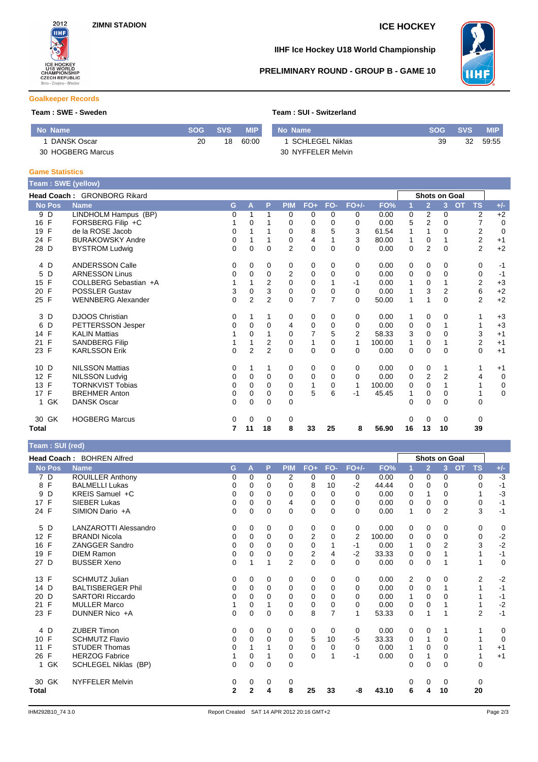# IIHF Ice Hockey U18 World Championship

## PRELIMINARY ROUND - GROUP B - GAME 10

ZIMNI STADION

ICE HOCKEY

### Goalkeeper Records

**Team : SWE - Sweden**

| No | Name | SOG | SVS | MIP |
|---|---|---|---|---|
| 1 | DANSK Oscar | 20 | 18 | 60:00 |
| 30 | HOGBERG Marcus | | | |

**Team : SUI - Switzerland**

| No | Name | SOG | SVS | MIP |
|---|---|---|---|---|
| 1 | SCHLEGEL Niklas | 39 | 32 | 59:55 |
| 30 | NYFFELER Melvin | | | |

### Game Statistics

**Team : SWE (yellow)**

**Head Coach :** GRONBORG Rikard

| No | Pos | Name | G | A | P | PIM | FO+ | FO- | FO+/- | FO% | 1 | 2 | 3 | OT | TS | +/- |
|---|---|---|---|---|---|---|---|---|---|---|---|---|---|---|---|---|
| 9 | D | LINDHOLM Hampus (BP) | 0 | 1 | 1 | 0 | 0 | 0 | 0 | 0.00 | 0 | 2 | 0 | | 2 | +2 |
| 16 | F | FORSBERG Filip +C | 1 | 0 | 1 | 0 | 0 | 0 | 0 | 0.00 | 5 | 2 | 0 | | 7 | 0 |
| 19 | F | de la ROSE Jacob | 0 | 1 | 1 | 0 | 8 | 5 | 3 | 61.54 | 1 | 1 | 0 | | 2 | 0 |
| 24 | F | BURAKOWSKY Andre | 0 | 1 | 1 | 0 | 4 | 1 | 3 | 80.00 | 1 | 0 | 1 | | 2 | +1 |
| 28 | D | BYSTROM Ludwig | 0 | 0 | 0 | 2 | 0 | 0 | 0 | 0.00 | 0 | 2 | 0 | | 2 | +2 |
| 4 | D | ANDERSSON Calle | 0 | 0 | 0 | 0 | 0 | 0 | 0 | 0.00 | 0 | 0 | 0 | | 0 | -1 |
| 5 | D | ARNESSON Linus | 0 | 0 | 0 | 2 | 0 | 0 | 0 | 0.00 | 0 | 0 | 0 | | 0 | -1 |
| 15 | F | COLLBERG Sebastian +A | 1 | 1 | 2 | 0 | 0 | 1 | -1 | 0.00 | 1 | 0 | 1 | | 2 | +3 |
| 20 | F | POSSLER Gustav | 3 | 0 | 3 | 0 | 0 | 0 | 0 | 0.00 | 1 | 3 | 2 | | 6 | +2 |
| 25 | F | WENNBERG Alexander | 0 | 2 | 2 | 0 | 7 | 7 | 0 | 50.00 | 1 | 1 | 0 | | 2 | +2 |
| 3 | D | DJOOS Christian | 0 | 1 | 1 | 0 | 0 | 0 | 0 | 0.00 | 1 | 0 | 0 | | 1 | +3 |
| 6 | D | PETTERSSON Jesper | 0 | 0 | 0 | 4 | 0 | 0 | 0 | 0.00 | 0 | 0 | 1 | | 1 | +3 |
| 14 | F | KALIN Mattias | 1 | 0 | 1 | 0 | 7 | 5 | 2 | 58.33 | 3 | 0 | 0 | | 3 | +1 |
| 21 | F | SANDBERG Filip | 1 | 1 | 2 | 0 | 1 | 0 | 1 | 100.00 | 1 | 0 | 1 | | 2 | +1 |
| 23 | F | KARLSSON Erik | 0 | 2 | 2 | 0 | 0 | 0 | 0 | 0.00 | 0 | 0 | 0 | | 0 | +1 |
| 10 | D | NILSSON Mattias | 0 | 1 | 1 | 0 | 0 | 0 | 0 | 0.00 | 0 | 0 | 1 | | 1 | +1 |
| 12 | F | NILSSON Ludvig | 0 | 0 | 0 | 0 | 0 | 0 | 0 | 0.00 | 0 | 2 | 2 | | 4 | 0 |
| 13 | F | TORNKVIST Tobias | 0 | 0 | 0 | 0 | 1 | 0 | 1 | 100.00 | 0 | 0 | 1 | | 1 | 0 |
| 17 | F | BREHMER Anton | 0 | 0 | 0 | 0 | 5 | 6 | -1 | 45.45 | 1 | 0 | 0 | | 1 | 0 |
| 1 | GK | DANSK Oscar | 0 | 0 | 0 | 0 | | | | | 0 | 0 | 0 | | 0 | |
| 30 | GK | HOGBERG Marcus | 0 | 0 | 0 | 0 | | | | | 0 | 0 | 0 | | 0 | |
| **Total** | | | **7** | **11** | **18** | **8** | **33** | **25** | **8** | **56.90** | **16** | **13** | **10** | | **39** | |

**Team : SUI (red)**

**Head Coach :** BOHREN Alfred

| No | Pos | Name | G | A | P | PIM | FO+ | FO- | FO+/- | FO% | 1 | 2 | 3 | OT | TS | +/- |
|---|---|---|---|---|---|---|---|---|---|---|---|---|---|---|---|---|
| 7 | D | ROUILLER Anthony | 0 | 0 | 0 | 2 | 0 | 0 | 0 | 0.00 | 0 | 0 | 0 | | 0 | -3 |
| 8 | F | BALMELLI Lukas | 0 | 0 | 0 | 0 | 8 | 10 | -2 | 44.44 | 0 | 0 | 0 | | 0 | -1 |
| 9 | D | KREIS Samuel +C | 0 | 0 | 0 | 0 | 0 | 0 | 0 | 0.00 | 0 | 1 | 0 | | 1 | -3 |
| 17 | F | SIEBER Lukas | 0 | 0 | 0 | 4 | 0 | 0 | 0 | 0.00 | 0 | 0 | 0 | | 0 | -1 |
| 24 | F | SIMION Dario +A | 0 | 0 | 0 | 0 | 0 | 0 | 0 | 0.00 | 1 | 0 | 2 | | 3 | -1 |
| 5 | D | LANZAROTTI Alessandro | 0 | 0 | 0 | 0 | 0 | 0 | 0 | 0.00 | 0 | 0 | 0 | | 0 | 0 |
| 12 | F | BRANDI Nicola | 0 | 0 | 0 | 0 | 2 | 0 | 2 | 100.00 | 0 | 0 | 0 | | 0 | -2 |
| 16 | F | ZANGGER Sandro | 0 | 0 | 0 | 0 | 0 | 1 | -1 | 0.00 | 1 | 0 | 2 | | 3 | -2 |
| 19 | F | DIEM Ramon | 0 | 0 | 0 | 0 | 2 | 4 | -2 | 33.33 | 0 | 0 | 1 | | 1 | -1 |
| 27 | D | BUSSER Xeno | 0 | 1 | 1 | 2 | 0 | 0 | 0 | 0.00 | 0 | 0 | 1 | | 1 | 0 |
| 13 | F | SCHMUTZ Julian | 0 | 0 | 0 | 0 | 0 | 0 | 0 | 0.00 | 2 | 0 | 0 | | 2 | -2 |
| 14 | D | BALTISBERGER Phil | 0 | 0 | 0 | 0 | 0 | 0 | 0 | 0.00 | 0 | 0 | 1 | | 1 | -1 |
| 20 | D | SARTORI Riccardo | 0 | 0 | 0 | 0 | 0 | 0 | 0 | 0.00 | 1 | 0 | 0 | | 1 | -1 |
| 21 | F | MULLER Marco | 1 | 0 | 1 | 0 | 0 | 0 | 0 | 0.00 | 0 | 0 | 1 | | 1 | -2 |
| 23 | F | DUNNER Nico +A | 0 | 0 | 0 | 0 | 8 | 7 | 1 | 53.33 | 0 | 1 | 1 | | 2 | -1 |
| 4 | D | ZUBER Timon | 0 | 0 | 0 | 0 | 0 | 0 | 0 | 0.00 | 0 | 0 | 1 | | 1 | 0 |
| 10 | F | SCHMUTZ Flavio | 0 | 0 | 0 | 0 | 5 | 10 | -5 | 33.33 | 0 | 1 | 0 | | 1 | 0 |
| 11 | F | STUDER Thomas | 0 | 1 | 1 | 0 | 0 | 0 | 0 | 0.00 | 1 | 0 | 0 | | 1 | +1 |
| 26 | F | HERZOG Fabrice | 1 | 0 | 1 | 0 | 0 | 1 | -1 | 0.00 | 0 | 1 | 0 | | 1 | +1 |
| 1 | GK | SCHLEGEL Niklas (BP) | 0 | 0 | 0 | 0 | | | | | 0 | 0 | 0 | | 0 | |
| 30 | GK | NYFFELER Melvin | 0 | 0 | 0 | 0 | | | | | 0 | 0 | 0 | | 0 | |
| **Total** | | | **2** | **2** | **4** | **8** | **25** | **33** | **-8** | **43.10** | **6** | **4** | **10** | | **20** | |

IHM292B10_74 3.0 Report Created SAT 14 APR 2012 20:16 GMT+2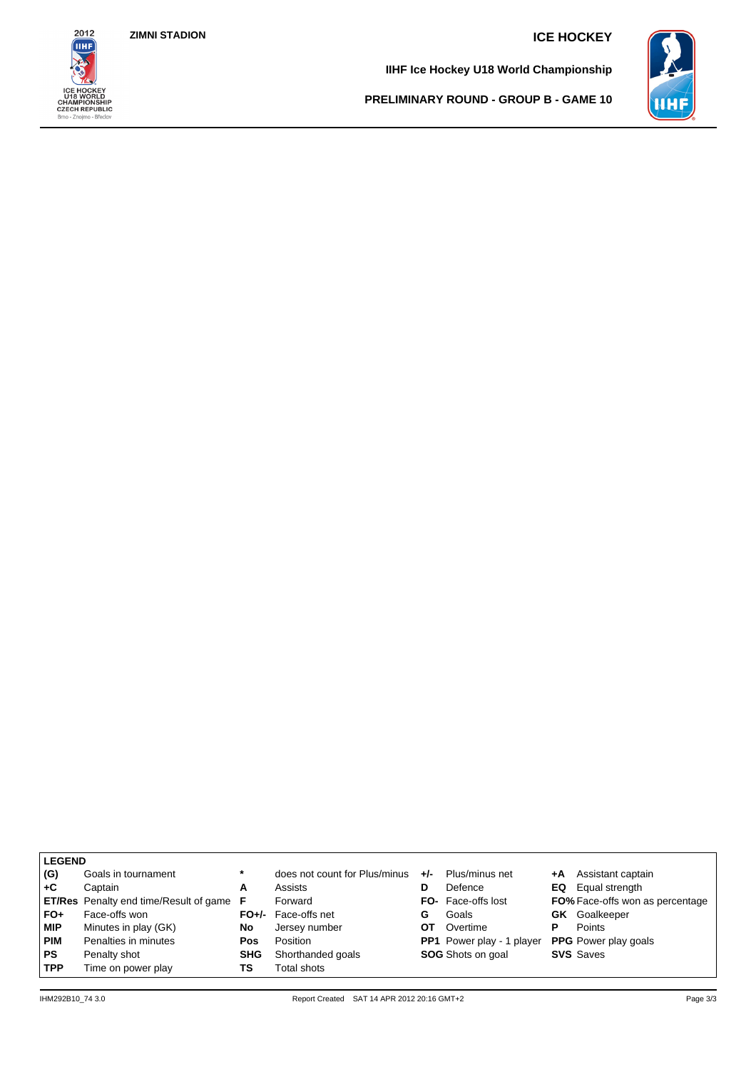ZIMNI STADION

ICE HOCKEY

IIHF Ice Hockey U18 World Championship

PRELIMINARY ROUND - GROUP B - GAME 10

| LEGEND | | | | | | | |
|---|---|---|---|---|---|---|---|
| **(G)** Goals in tournament | | **\*** | does not count for Plus/minus | **+/-** | Plus/minus net | **+A** | Assistant captain |
| **+C** Captain | | **A** | Assists | **D** | Defence | **EQ** | Equal strength |
| **ET/Res** Penalty end time/Result of game | | **F** | Forward | **FO-** | Face-offs lost | **FO%** | Face-offs won as percentage |
| **FO+** Face-offs won | | **FO+/-** | Face-offs net | **G** | Goals | **GK** | Goalkeeper |
| **MIP** Minutes in play (GK) | | **No** | Jersey number | **OT** | Overtime | **P** | Points |
| **PIM** Penalties in minutes | | **Pos** | Position | **PP1** | Power play - 1 player | **PPG** | Power play goals |
| **PS** Penalty shot | | **SHG** | Shorthanded goals | **SOG** | Shots on goal | **SVS** | Saves |
| **TPP** Time on power play | | **TS** | Total shots | | | | |

IHM292B10_74 3.0 Report Created SAT 14 APR 2012 20:16 GMT+2